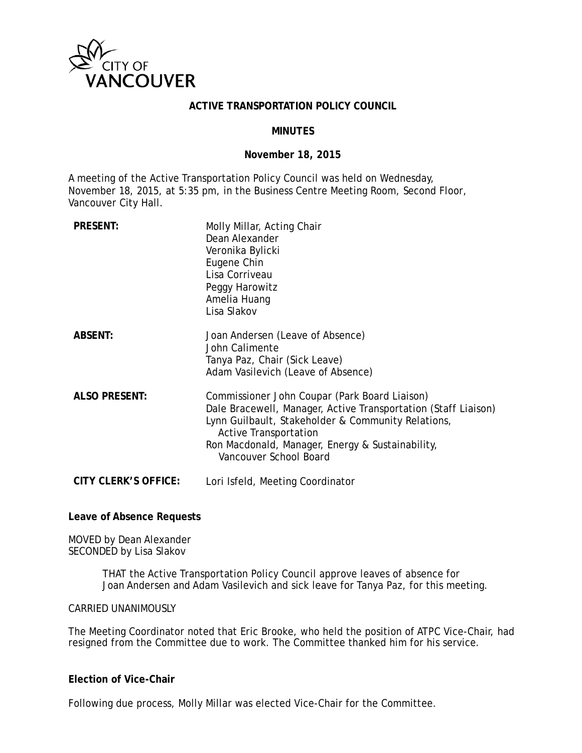CITY OF VANCOUVER

# ACTIVE TRANSPORTATION POLICY COUNCIL

## MINUTES

**November 18, 2015**

A meeting of the Active Transportation Policy Council was held on Wednesday, November 18, 2015, at 5:35 pm, in the Business Centre Meeting Room, Second Floor, Vancouver City Hall.

| | |
|---|---|
| **PRESENT:** | Molly Millar, Acting Chair<br>Dean Alexander<br>Veronika Bylicki<br>Eugene Chin<br>Lisa Corriveau<br>Peggy Harowitz<br>Amelia Huang<br>Lisa Slakov |
| **ABSENT:** | Joan Andersen (Leave of Absence)<br>John Calimente<br>Tanya Paz, Chair (Sick Leave)<br>Adam Vasilevich (Leave of Absence) |
| **ALSO PRESENT:** | Commissioner John Coupar (Park Board Liaison)<br>Dale Bracewell, Manager, Active Transportation (Staff Liaison)<br>Lynn Guilbault, Stakeholder & Community Relations, Active Transportation<br>Ron Macdonald, Manager, Energy & Sustainability, Vancouver School Board |
| **CITY CLERK'S OFFICE:** | Lori Isfeld, Meeting Coordinator |

**Leave of Absence Requests**

MOVED by Dean Alexander
SECONDED by Lisa Slakov

> THAT the Active Transportation Policy Council approve leaves of absence for Joan Andersen and Adam Vasilevich and sick leave for Tanya Paz, for this meeting.

CARRIED UNANIMOUSLY

The Meeting Coordinator noted that Eric Brooke, who held the position of ATPC Vice-Chair, had resigned from the Committee due to work. The Committee thanked him for his service.

**Election of Vice-Chair**

Following due process, Molly Millar was elected Vice-Chair for the Committee.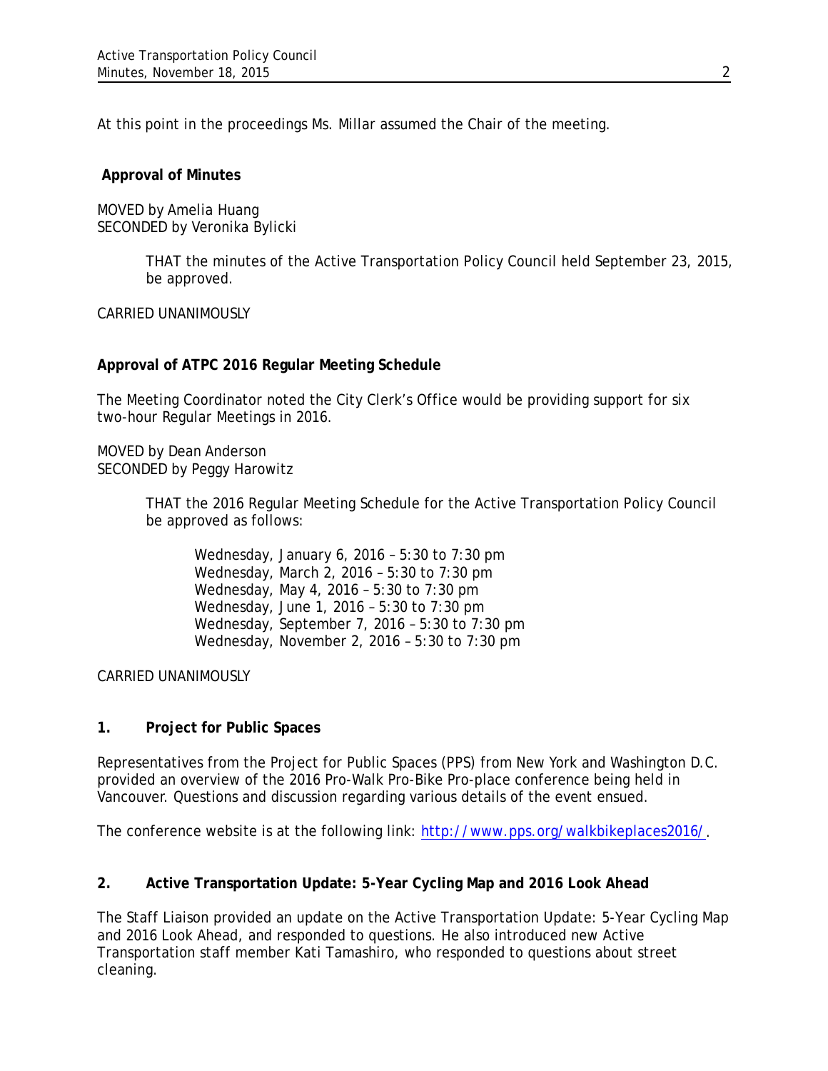At this point in the proceedings Ms. Millar assumed the Chair of the meeting.

**Approval of Minutes**

MOVED by Amelia Huang
SECONDED by Veronika Bylicki

> THAT the minutes of the Active Transportation Policy Council held September 23, 2015, be approved.

CARRIED UNANIMOUSLY

**Approval of ATPC 2016 Regular Meeting Schedule**

The Meeting Coordinator noted the City Clerk's Office would be providing support for six two-hour Regular Meetings in 2016.

MOVED by Dean Anderson
SECONDED by Peggy Harowitz

> THAT the 2016 Regular Meeting Schedule for the Active Transportation Policy Council be approved as follows:
>
> Wednesday, January 6, 2016 – 5:30 to 7:30 pm
> Wednesday, March 2, 2016 – 5:30 to 7:30 pm
> Wednesday, May 4, 2016 – 5:30 to 7:30 pm
> Wednesday, June 1, 2016 – 5:30 to 7:30 pm
> Wednesday, September 7, 2016 – 5:30 to 7:30 pm
> Wednesday, November 2, 2016 – 5:30 to 7:30 pm

CARRIED UNANIMOUSLY

**1. Project for Public Spaces**

Representatives from the Project for Public Spaces (PPS) from New York and Washington D.C. provided an overview of the 2016 Pro-Walk Pro-Bike Pro-place conference being held in Vancouver. Questions and discussion regarding various details of the event ensued.

The conference website is at the following link: http://www.pps.org/walkbikeplaces2016/.

**2. Active Transportation Update: 5-Year Cycling Map and 2016 Look Ahead**

The Staff Liaison provided an update on the Active Transportation Update: 5-Year Cycling Map and 2016 Look Ahead, and responded to questions. He also introduced new Active Transportation staff member Kati Tamashiro, who responded to questions about street cleaning.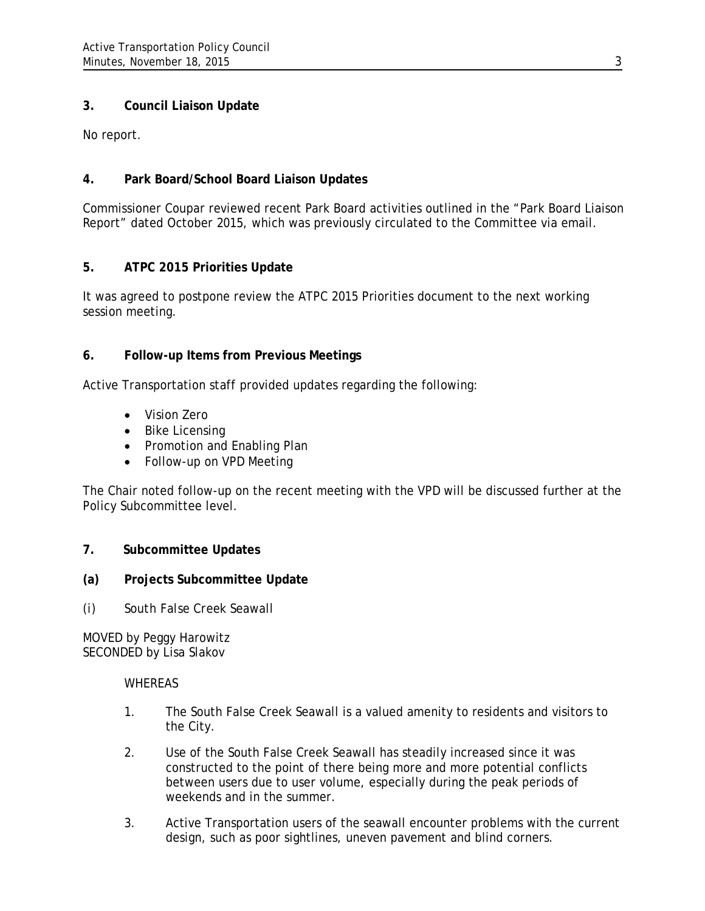### 3. Council Liaison Update

No report.

### 4. Park Board/School Board Liaison Updates

Commissioner Coupar reviewed recent Park Board activities outlined in the "Park Board Liaison Report" dated October 2015, which was previously circulated to the Committee via email.

### 5. ATPC 2015 Priorities Update

It was agreed to postpone review the ATPC 2015 Priorities document to the next working session meeting.

### 6. Follow-up Items from Previous Meetings

Active Transportation staff provided updates regarding the following:

- Vision Zero
- Bike Licensing
- Promotion and Enabling Plan
- Follow-up on VPD Meeting

The Chair noted follow-up on the recent meeting with the VPD will be discussed further at the Policy Subcommittee level.

### 7. Subcommittee Updates

#### (a) Projects Subcommittee Update

(i) South False Creek Seawall

MOVED by Peggy Harowitz
SECONDED by Lisa Slakov

WHEREAS

1. The South False Creek Seawall is a valued amenity to residents and visitors to the City.
2. Use of the South False Creek Seawall has steadily increased since it was constructed to the point of there being more and more potential conflicts between users due to user volume, especially during the peak periods of weekends and in the summer.
3. Active Transportation users of the seawall encounter problems with the current design, such as poor sightlines, uneven pavement and blind corners.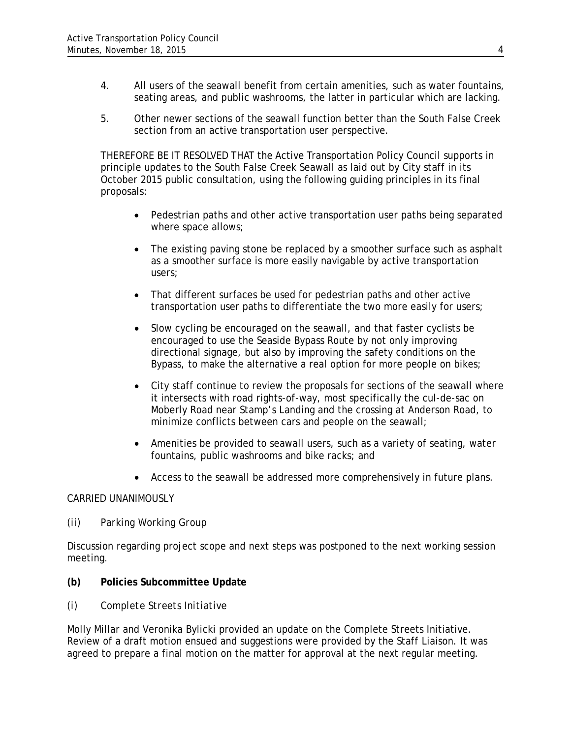4. All users of the seawall benefit from certain amenities, such as water fountains, seating areas, and public washrooms, the latter in particular which are lacking.

5. Other newer sections of the seawall function better than the South False Creek section from an active transportation user perspective.

THEREFORE BE IT RESOLVED THAT the Active Transportation Policy Council supports in principle updates to the South False Creek Seawall as laid out by City staff in its October 2015 public consultation, using the following guiding principles in its final proposals:

- Pedestrian paths and other active transportation user paths being separated where space allows;
- The existing paving stone be replaced by a smoother surface such as asphalt as a smoother surface is more easily navigable by active transportation users;
- That different surfaces be used for pedestrian paths and other active transportation user paths to differentiate the two more easily for users;
- Slow cycling be encouraged on the seawall, and that faster cyclists be encouraged to use the Seaside Bypass Route by not only improving directional signage, but also by improving the safety conditions on the Bypass, to make the alternative a real option for more people on bikes;
- City staff continue to review the proposals for sections of the seawall where it intersects with road rights-of-way, most specifically the cul-de-sac on Moberly Road near Stamp's Landing and the crossing at Anderson Road, to minimize conflicts between cars and people on the seawall;
- Amenities be provided to seawall users, such as a variety of seating, water fountains, public washrooms and bike racks; and
- Access to the seawall be addressed more comprehensively in future plans.

CARRIED UNANIMOUSLY

*(ii) Parking Working Group*

Discussion regarding project scope and next steps was postponed to the next working session meeting.

**(b) Policies Subcommittee Update**

*(i) Complete Streets Initiative*

Molly Millar and Veronika Bylicki provided an update on the Complete Streets Initiative. Review of a draft motion ensued and suggestions were provided by the Staff Liaison. It was agreed to prepare a final motion on the matter for approval at the next regular meeting.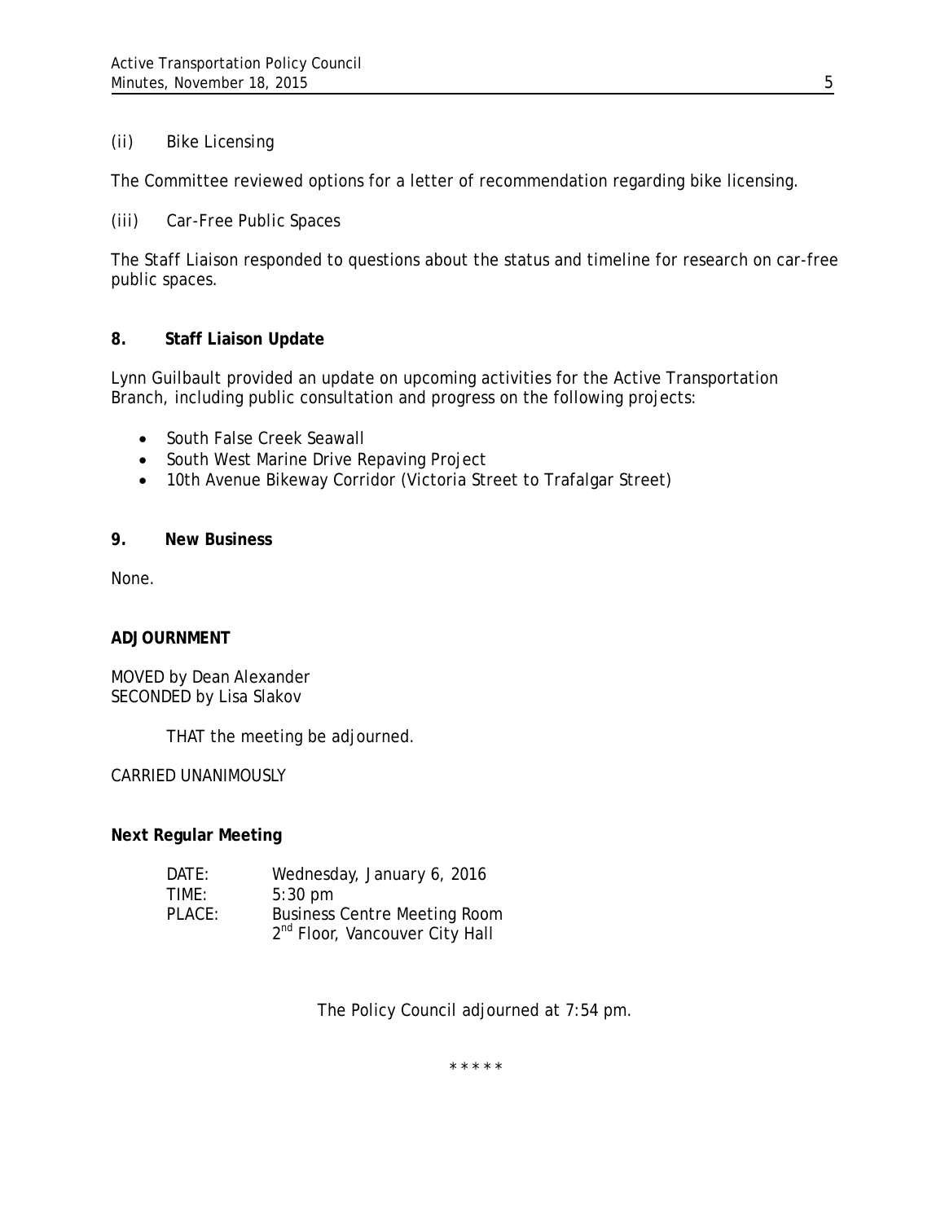(ii) Bike Licensing

The Committee reviewed options for a letter of recommendation regarding bike licensing.

(iii) Car-Free Public Spaces

The Staff Liaison responded to questions about the status and timeline for research on car-free public spaces.

**8. Staff Liaison Update**

Lynn Guilbault provided an update on upcoming activities for the Active Transportation Branch, including public consultation and progress on the following projects:

- South False Creek Seawall
- South West Marine Drive Repaving Project
- 10th Avenue Bikeway Corridor (Victoria Street to Trafalgar Street)

**9. New Business**

None.

**ADJOURNMENT**

MOVED by Dean Alexander
SECONDED by Lisa Slakov

THAT the meeting be adjourned.

CARRIED UNANIMOUSLY

**Next Regular Meeting**

| | |
|---|---|
| DATE: | Wednesday, January 6, 2016 |
| TIME: | 5:30 pm |
| PLACE: | Business Centre Meeting Room<br>2nd Floor, Vancouver City Hall |

The Policy Council adjourned at 7:54 pm.

* * * * *